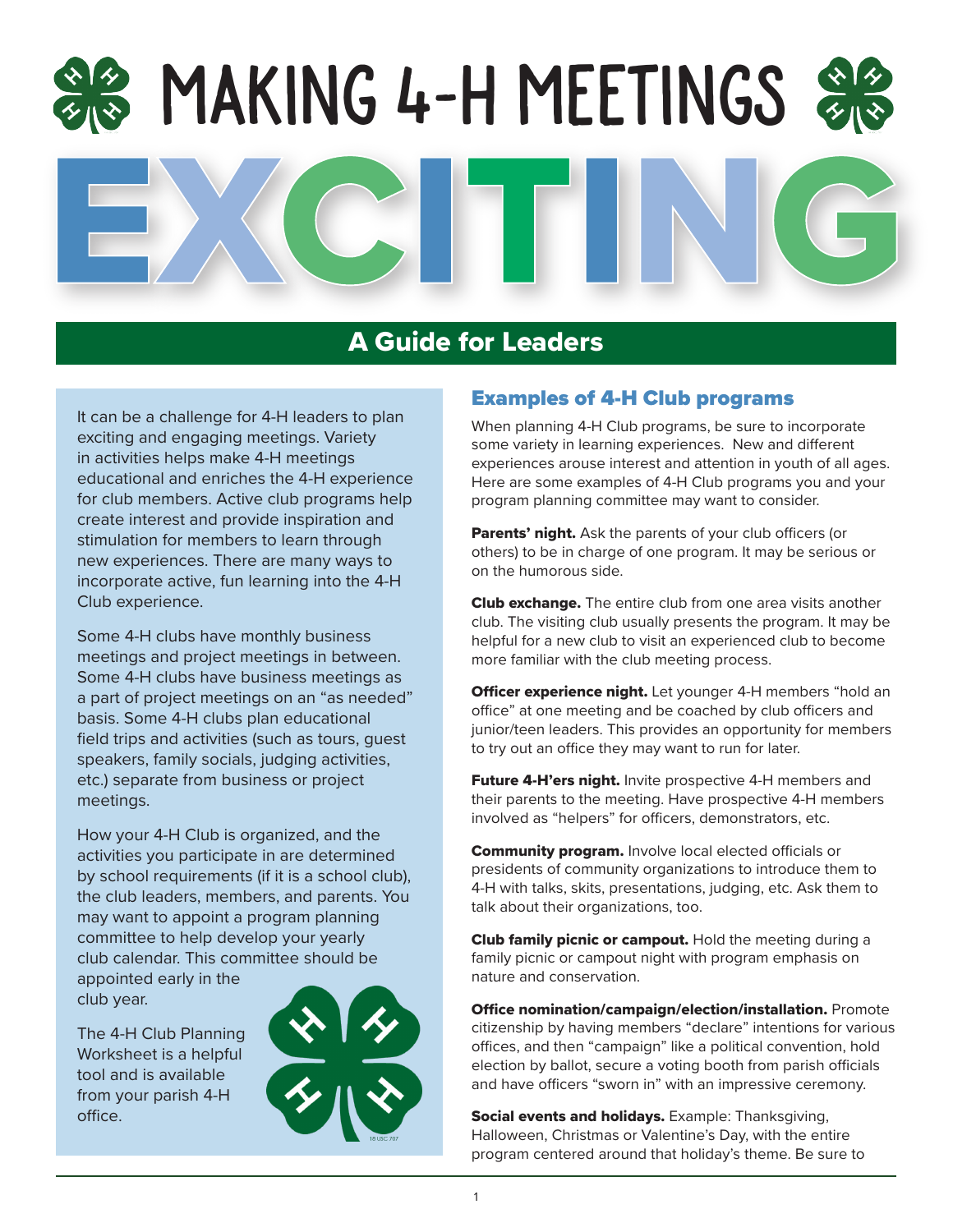# MAKING 4-H MEETINGS EXCITING

## A Guide for Leaders

It can be a challenge for 4-H leaders to plan exciting and engaging meetings. Variety in activities helps make 4-H meetings educational and enriches the 4-H experience for club members. Active club programs help create interest and provide inspiration and stimulation for members to learn through new experiences. There are many ways to incorporate active, fun learning into the 4-H Club experience.

Some 4-H clubs have monthly business meetings and project meetings in between. Some 4-H clubs have business meetings as a part of project meetings on an "as needed" basis. Some 4-H clubs plan educational field trips and activities (such as tours, guest speakers, family socials, judging activities, etc.) separate from business or project meetings.

How your 4-H Club is organized, and the activities you participate in are determined by school requirements (if it is a school club), the club leaders, members, and parents. You may want to appoint a program planning committee to help develop your yearly club calendar. This committee should be appointed early in the club year.

The 4-H Club Planning Worksheet is a helpful tool and is available from your parish 4-H office.

18 USC 707

### Examples of 4-H Club programs

When planning 4-H Club programs, be sure to incorporate some variety in learning experiences. New and different experiences arouse interest and attention in youth of all ages. Here are some examples of 4-H Club programs you and your program planning committee may want to consider.

**Parents' night.** Ask the parents of your club officers (or others) to be in charge of one program. It may be serious or on the humorous side.

**Club exchange.** The entire club from one area visits another club. The visiting club usually presents the program. It may be helpful for a new club to visit an experienced club to become more familiar with the club meeting process.

**Officer experience night.** Let younger 4-H members "hold an office" at one meeting and be coached by club officers and junior/teen leaders. This provides an opportunity for members to try out an office they may want to run for later.

**Future 4-H'ers night.** Invite prospective 4-H members and their parents to the meeting. Have prospective 4-H members involved as "helpers" for officers, demonstrators, etc.

**Community program.** Involve local elected officials or presidents of community organizations to introduce them to 4-H with talks, skits, presentations, judging, etc. Ask them to talk about their organizations, too.

**Club family picnic or campout.** Hold the meeting during a family picnic or campout night with program emphasis on nature and conservation.

**Office nomination/campaign/election/installation.** Promote citizenship by having members "declare" intentions for various offices, and then "campaign" like a political convention, hold election by ballot, secure a voting booth from parish officials and have officers "sworn in" with an impressive ceremony.

**Social events and holidays.** Example: Thanksgiving, Halloween, Christmas or Valentine's Day, with the entire program centered around that holiday's theme. Be sure to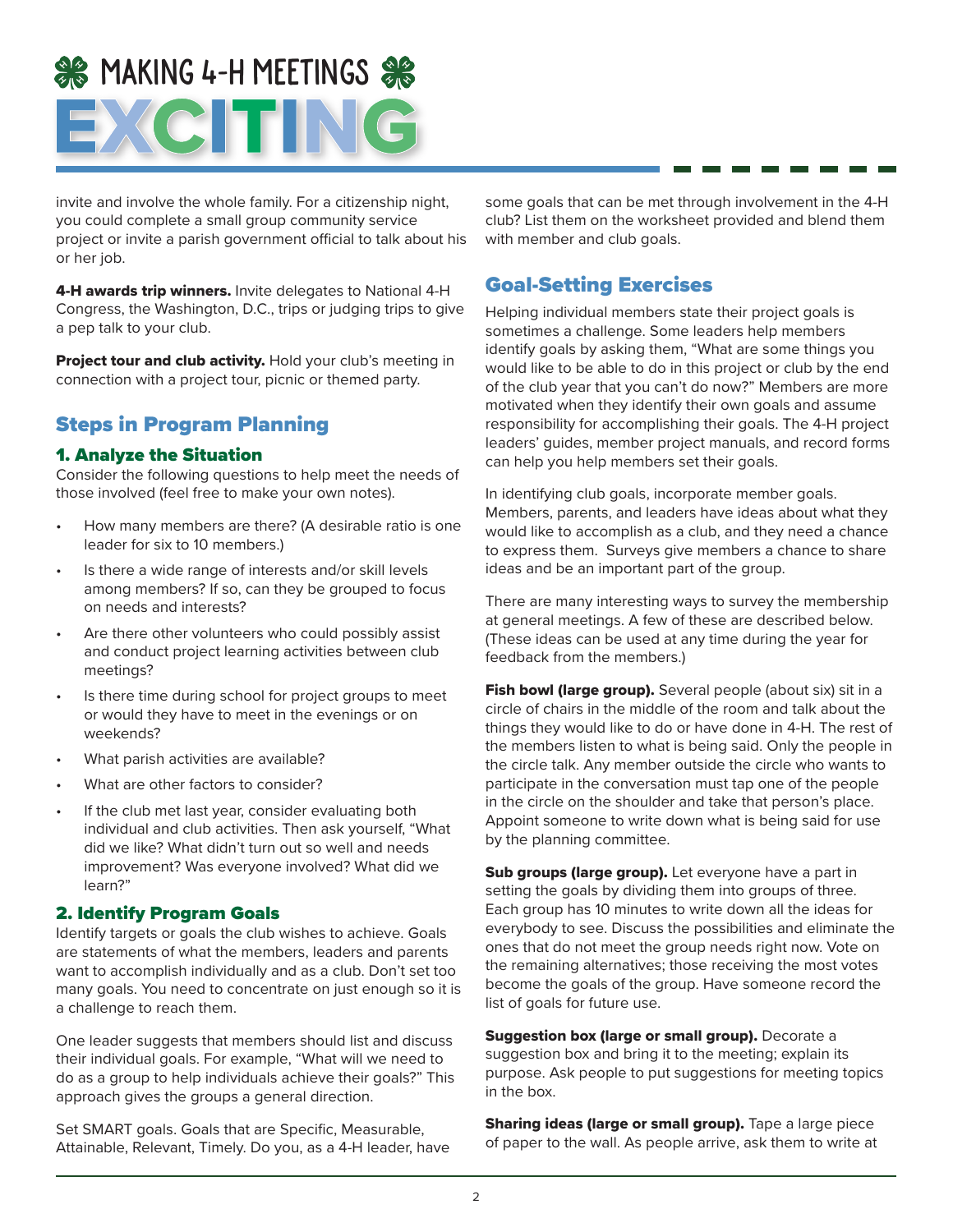invite and involve the whole family. For a citizenship night, you could complete a small group community service project or invite a parish government official to talk about his or her job.

**4-H awards trip winners.** Invite delegates to National 4-H Congress, the Washington, D.C., trips or judging trips to give a pep talk to your club.

**Project tour and club activity.** Hold your club's meeting in connection with a project tour, picnic or themed party.

## Steps in Program Planning

### 1. Analyze the Situation

Consider the following questions to help meet the needs of those involved (feel free to make your own notes).

- How many members are there? (A desirable ratio is one leader for six to 10 members.)
- Is there a wide range of interests and/or skill levels among members? If so, can they be grouped to focus on needs and interests?
- Are there other volunteers who could possibly assist and conduct project learning activities between club meetings?
- Is there time during school for project groups to meet or would they have to meet in the evenings or on weekends?
- What parish activities are available?
- What are other factors to consider?
- If the club met last year, consider evaluating both individual and club activities. Then ask yourself, "What did we like? What didn't turn out so well and needs improvement? Was everyone involved? What did we learn?"

### 2. Identify Program Goals

Identify targets or goals the club wishes to achieve. Goals are statements of what the members, leaders and parents want to accomplish individually and as a club. Don't set too many goals. You need to concentrate on just enough so it is a challenge to reach them.

One leader suggests that members should list and discuss their individual goals. For example, "What will we need to do as a group to help individuals achieve their goals?" This approach gives the groups a general direction.

Set SMART goals. Goals that are Specific, Measurable, Attainable, Relevant, Timely. Do you, as a 4-H leader, have some goals that can be met through involvement in the 4-H club? List them on the worksheet provided and blend them with member and club goals.

## Goal-Setting Exercises

Helping individual members state their project goals is sometimes a challenge. Some leaders help members identify goals by asking them, "What are some things you would like to be able to do in this project or club by the end of the club year that you can't do now?" Members are more motivated when they identify their own goals and assume responsibility for accomplishing their goals. The 4-H project leaders' guides, member project manuals, and record forms can help you help members set their goals.

In identifying club goals, incorporate member goals. Members, parents, and leaders have ideas about what they would like to accomplish as a club, and they need a chance to express them. Surveys give members a chance to share ideas and be an important part of the group.

There are many interesting ways to survey the membership at general meetings. A few of these are described below. (These ideas can be used at any time during the year for feedback from the members.)

**Fish bowl (large group).** Several people (about six) sit in a circle of chairs in the middle of the room and talk about the things they would like to do or have done in 4-H. The rest of the members listen to what is being said. Only the people in the circle talk. Any member outside the circle who wants to participate in the conversation must tap one of the people in the circle on the shoulder and take that person's place. Appoint someone to write down what is being said for use by the planning committee.

**Sub groups (large group).** Let everyone have a part in setting the goals by dividing them into groups of three. Each group has 10 minutes to write down all the ideas for everybody to see. Discuss the possibilities and eliminate the ones that do not meet the group needs right now. Vote on the remaining alternatives; those receiving the most votes become the goals of the group. Have someone record the list of goals for future use.

**Suggestion box (large or small group).** Decorate a suggestion box and bring it to the meeting; explain its purpose. Ask people to put suggestions for meeting topics in the box.

**Sharing ideas (large or small group).** Tape a large piece of paper to the wall. As people arrive, ask them to write at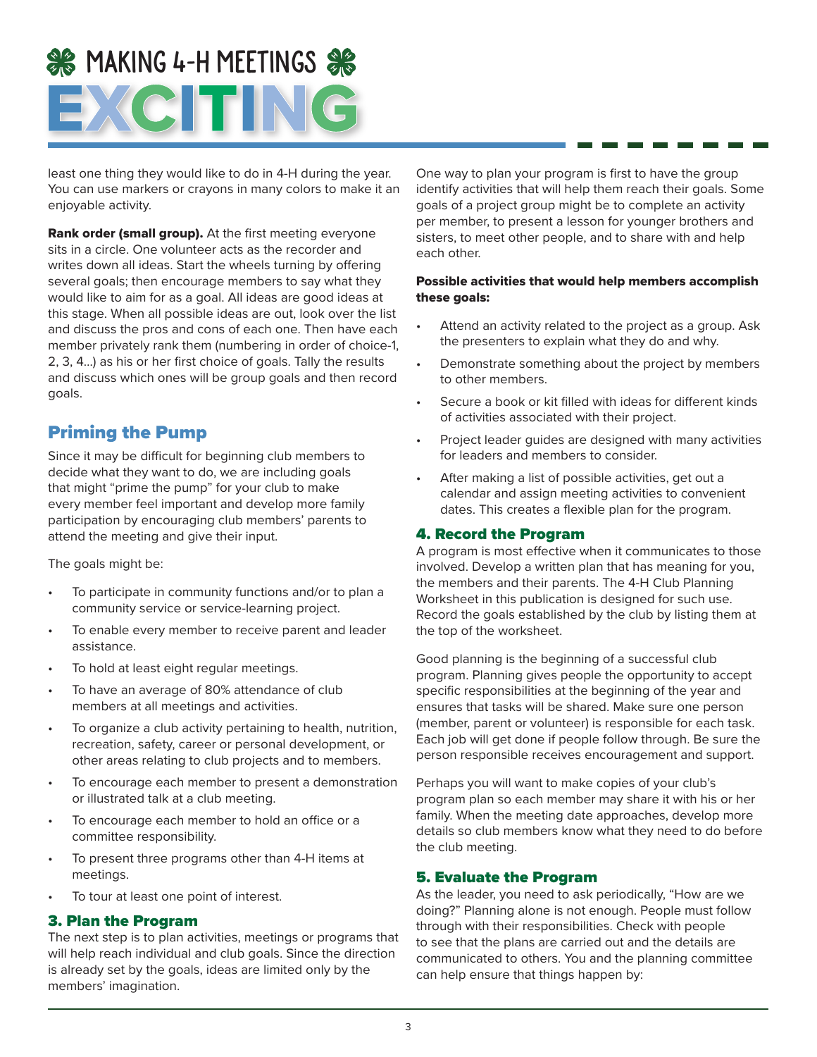least one thing they would like to do in 4-H during the year. You can use markers or crayons in many colors to make it an enjoyable activity.

**Rank order (small group).** At the first meeting everyone sits in a circle. One volunteer acts as the recorder and writes down all ideas. Start the wheels turning by offering several goals; then encourage members to say what they would like to aim for as a goal. All ideas are good ideas at this stage. When all possible ideas are out, look over the list and discuss the pros and cons of each one. Then have each member privately rank them (numbering in order of choice-1, 2, 3, 4...) as his or her first choice of goals. Tally the results and discuss which ones will be group goals and then record goals.

## Priming the Pump

Since it may be difficult for beginning club members to decide what they want to do, we are including goals that might "prime the pump" for your club to make every member feel important and develop more family participation by encouraging club members' parents to attend the meeting and give their input.

The goals might be:

- To participate in community functions and/or to plan a community service or service-learning project.
- To enable every member to receive parent and leader assistance.
- To hold at least eight regular meetings.
- To have an average of 80% attendance of club members at all meetings and activities.
- To organize a club activity pertaining to health, nutrition, recreation, safety, career or personal development, or other areas relating to club projects and to members.
- To encourage each member to present a demonstration or illustrated talk at a club meeting.
- To encourage each member to hold an office or a committee responsibility.
- To present three programs other than 4-H items at meetings.
- To tour at least one point of interest.

## 3. Plan the Program

The next step is to plan activities, meetings or programs that will help reach individual and club goals. Since the direction is already set by the goals, ideas are limited only by the members' imagination.

One way to plan your program is first to have the group identify activities that will help them reach their goals. Some goals of a project group might be to complete an activity per member, to present a lesson for younger brothers and sisters, to meet other people, and to share with and help each other.

**Possible activities that would help members accomplish these goals:**

- Attend an activity related to the project as a group. Ask the presenters to explain what they do and why.
- Demonstrate something about the project by members to other members.
- Secure a book or kit filled with ideas for different kinds of activities associated with their project.
- Project leader guides are designed with many activities for leaders and members to consider.
- After making a list of possible activities, get out a calendar and assign meeting activities to convenient dates. This creates a flexible plan for the program.

## 4. Record the Program

A program is most effective when it communicates to those involved. Develop a written plan that has meaning for you, the members and their parents. The 4-H Club Planning Worksheet in this publication is designed for such use. Record the goals established by the club by listing them at the top of the worksheet.

Good planning is the beginning of a successful club program. Planning gives people the opportunity to accept specific responsibilities at the beginning of the year and ensures that tasks will be shared. Make sure one person (member, parent or volunteer) is responsible for each task. Each job will get done if people follow through. Be sure the person responsible receives encouragement and support.

Perhaps you will want to make copies of your club's program plan so each member may share it with his or her family. When the meeting date approaches, develop more details so club members know what they need to do before the club meeting.

## 5. Evaluate the Program

As the leader, you need to ask periodically, "How are we doing?" Planning alone is not enough. People must follow through with their responsibilities. Check with people to see that the plans are carried out and the details are communicated to others. You and the planning committee can help ensure that things happen by: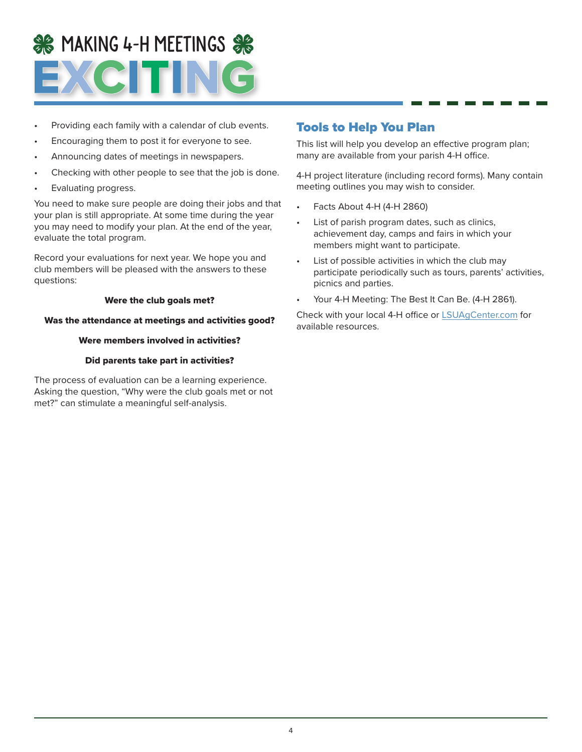- Providing each family with a calendar of club events.
- Encouraging them to post it for everyone to see.
- Announcing dates of meetings in newspapers.
- Checking with other people to see that the job is done.
- Evaluating progress.

You need to make sure people are doing their jobs and that your plan is still appropriate. At some time during the year you may need to modify your plan. At the end of the year, evaluate the total program.

Record your evaluations for next year. We hope you and club members will be pleased with the answers to these questions:

**Were the club goals met?**

**Was the attendance at meetings and activities good?**

**Were members involved in activities?**

**Did parents take part in activities?**

The process of evaluation can be a learning experience. Asking the question, "Why were the club goals met or not met?" can stimulate a meaningful self-analysis.

## Tools to Help You Plan

This list will help you develop an effective program plan; many are available from your parish 4-H office.

4-H project literature (including record forms). Many contain meeting outlines you may wish to consider.

- Facts About 4-H (4-H 2860)
- List of parish program dates, such as clinics, achievement day, camps and fairs in which your members might want to participate.
- List of possible activities in which the club may participate periodically such as tours, parents' activities, picnics and parties.
- Your 4-H Meeting: The Best It Can Be. (4-H 2861).

Check with your local 4-H office or LSUAgCenter.com for available resources.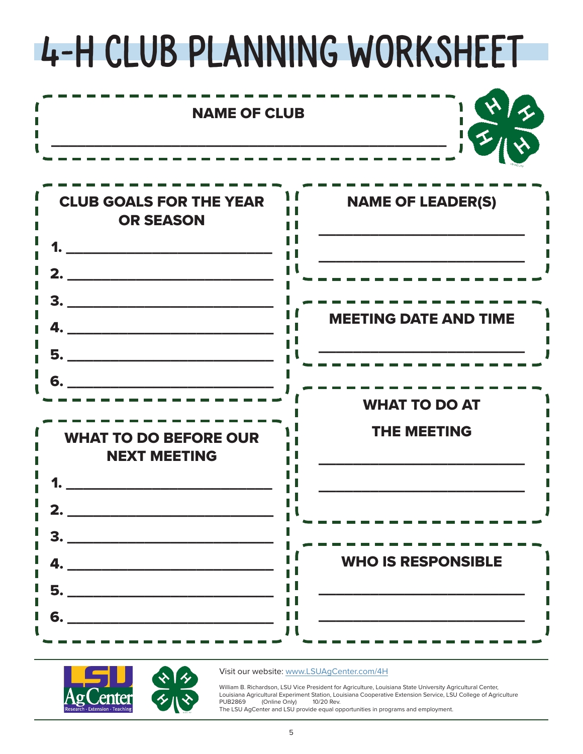# 4-H CLUB PLANNING WORKSHEET

**NAME OF CLUB**

______________________________________________

**CLUB GOALS FOR THE YEAR OR SEASON**

1. ______________________________
2. ______________________________
3. ______________________________
4. ______________________________
5. ______________________________
6. ______________________________

**NAME OF LEADER(S)**

______________________________

______________________________

**MEETING DATE AND TIME**

______________________________

**WHAT TO DO AT THE MEETING**

______________________________

______________________________

**WHAT TO DO BEFORE OUR NEXT MEETING**

1. ______________________________
2. ______________________________
3. ______________________________
4. ______________________________
5. ______________________________
6. ______________________________

**WHO IS RESPONSIBLE**

______________________________

______________________________

Visit our website: www.LSUAgCenter.com/4H

William B. Richardson, LSU Vice President for Agriculture, Louisiana State University Agricultural Center, Louisiana Agricultural Experiment Station, Louisiana Cooperative Extension Service, LSU College of Agriculture
PUB2869 (Online Only) 10/20 Rev.
The LSU AgCenter and LSU provide equal opportunities in programs and employment.